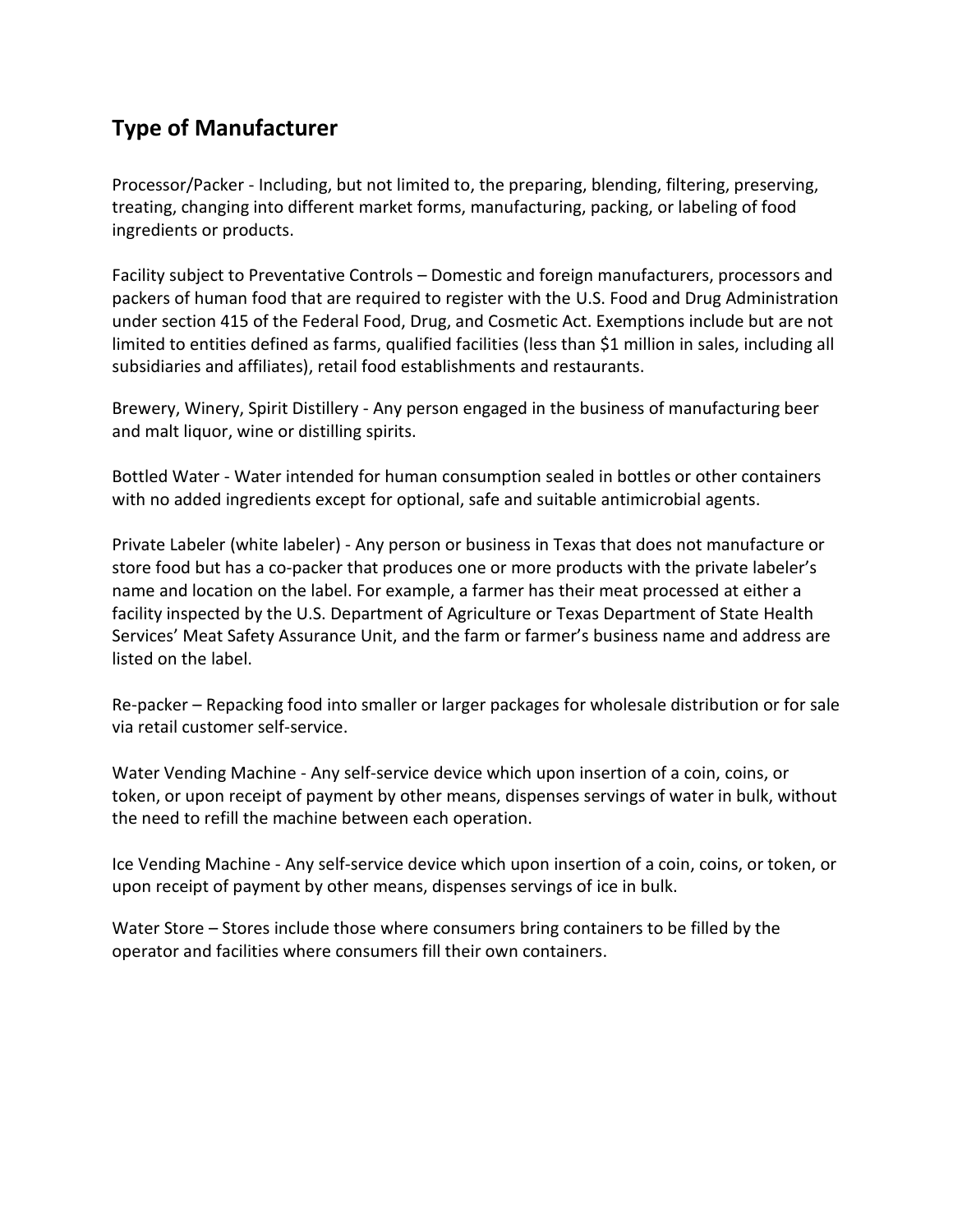## Type of Manufacturer

Processor/Packer - Including, but not limited to, the preparing, blending, filtering, preserving, treating, changing into different market forms, manufacturing, packing, or labeling of food ingredients or products.

Facility subject to Preventative Controls – Domestic and foreign manufacturers, processors and packers of human food that are required to register with the U.S. Food and Drug Administration under section 415 of the Federal Food, Drug, and Cosmetic Act. Exemptions include but are not limited to entities defined as farms, qualified facilities (less than $1 million in sales, including all subsidiaries and affiliates), retail food establishments and restaurants.

Brewery, Winery, Spirit Distillery - Any person engaged in the business of manufacturing beer and malt liquor, wine or distilling spirits.

Bottled Water - Water intended for human consumption sealed in bottles or other containers with no added ingredients except for optional, safe and suitable antimicrobial agents.

Private Labeler (white labeler) - Any person or business in Texas that does not manufacture or store food but has a co-packer that produces one or more products with the private labeler's name and location on the label. For example, a farmer has their meat processed at either a facility inspected by the U.S. Department of Agriculture or Texas Department of State Health Services' Meat Safety Assurance Unit, and the farm or farmer's business name and address are listed on the label.

Re-packer – Repacking food into smaller or larger packages for wholesale distribution or for sale via retail customer self-service.

Water Vending Machine - Any self-service device which upon insertion of a coin, coins, or token, or upon receipt of payment by other means, dispenses servings of water in bulk, without the need to refill the machine between each operation.

Ice Vending Machine - Any self-service device which upon insertion of a coin, coins, or token, or upon receipt of payment by other means, dispenses servings of ice in bulk.

Water Store – Stores include those where consumers bring containers to be filled by the operator and facilities where consumers fill their own containers.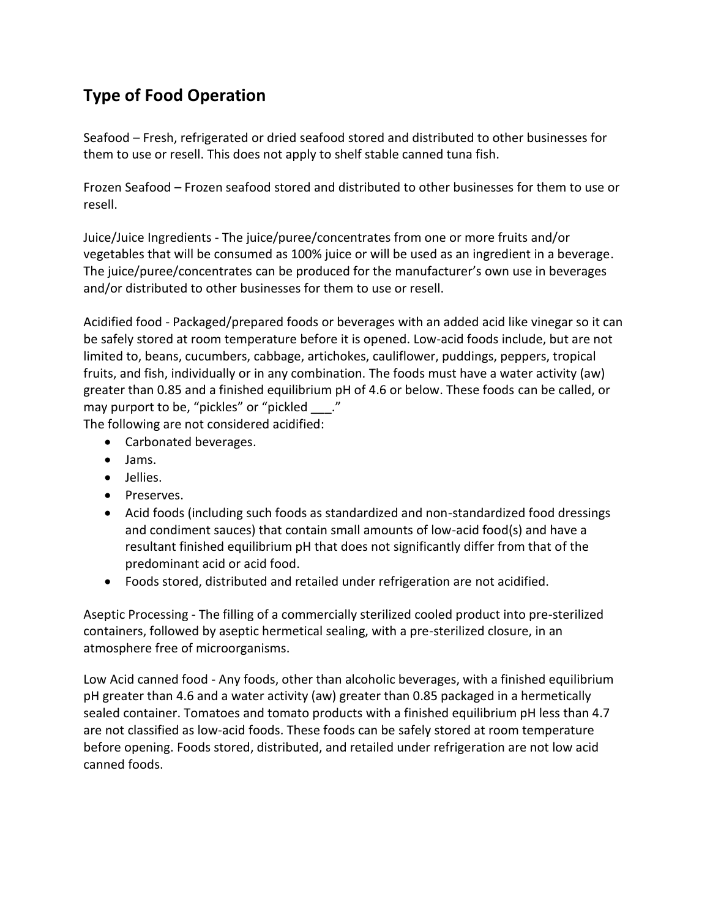## Type of Food Operation

Seafood – Fresh, refrigerated or dried seafood stored and distributed to other businesses for them to use or resell. This does not apply to shelf stable canned tuna fish.

Frozen Seafood – Frozen seafood stored and distributed to other businesses for them to use or resell.

Juice/Juice Ingredients - The juice/puree/concentrates from one or more fruits and/or vegetables that will be consumed as 100% juice or will be used as an ingredient in a beverage. The juice/puree/concentrates can be produced for the manufacturer's own use in beverages and/or distributed to other businesses for them to use or resell.

Acidified food - Packaged/prepared foods or beverages with an added acid like vinegar so it can be safely stored at room temperature before it is opened. Low-acid foods include, but are not limited to, beans, cucumbers, cabbage, artichokes, cauliflower, puddings, peppers, tropical fruits, and fish, individually or in any combination. The foods must have a water activity (aw) greater than 0.85 and a finished equilibrium pH of 4.6 or below. These foods can be called, or may purport to be, "pickles" or "pickled ___."
The following are not considered acidified:

- Carbonated beverages.
- Jams.
- Jellies.
- Preserves.
- Acid foods (including such foods as standardized and non-standardized food dressings and condiment sauces) that contain small amounts of low-acid food(s) and have a resultant finished equilibrium pH that does not significantly differ from that of the predominant acid or acid food.
- Foods stored, distributed and retailed under refrigeration are not acidified.

Aseptic Processing - The filling of a commercially sterilized cooled product into pre-sterilized containers, followed by aseptic hermetical sealing, with a pre-sterilized closure, in an atmosphere free of microorganisms.

Low Acid canned food - Any foods, other than alcoholic beverages, with a finished equilibrium pH greater than 4.6 and a water activity (aw) greater than 0.85 packaged in a hermetically sealed container. Tomatoes and tomato products with a finished equilibrium pH less than 4.7 are not classified as low-acid foods. These foods can be safely stored at room temperature before opening. Foods stored, distributed, and retailed under refrigeration are not low acid canned foods.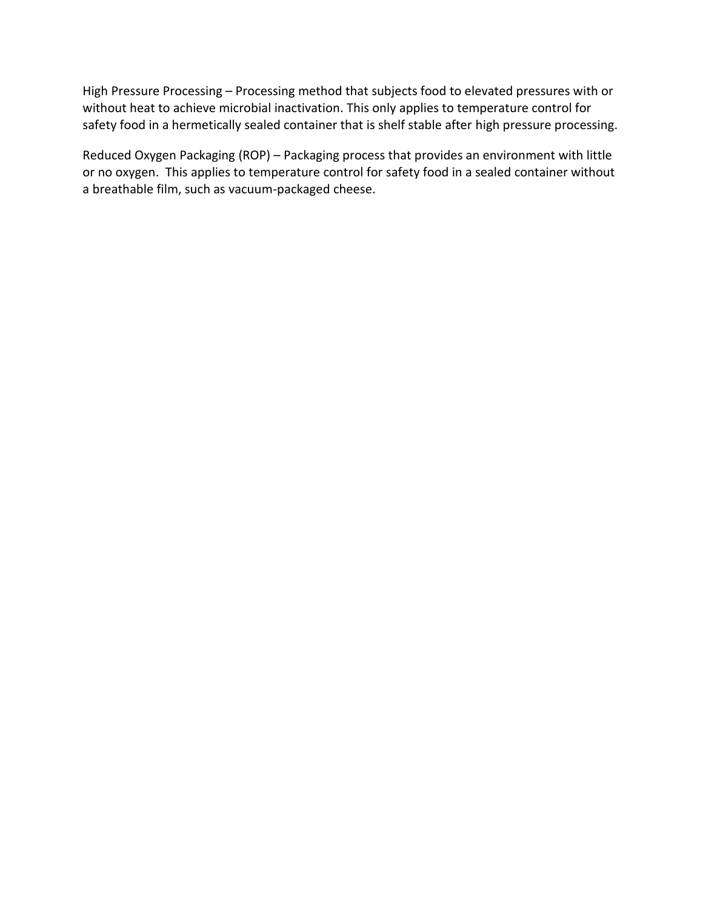High Pressure Processing – Processing method that subjects food to elevated pressures with or without heat to achieve microbial inactivation. This only applies to temperature control for safety food in a hermetically sealed container that is shelf stable after high pressure processing.

Reduced Oxygen Packaging (ROP) – Packaging process that provides an environment with little or no oxygen. This applies to temperature control for safety food in a sealed container without a breathable film, such as vacuum-packaged cheese.